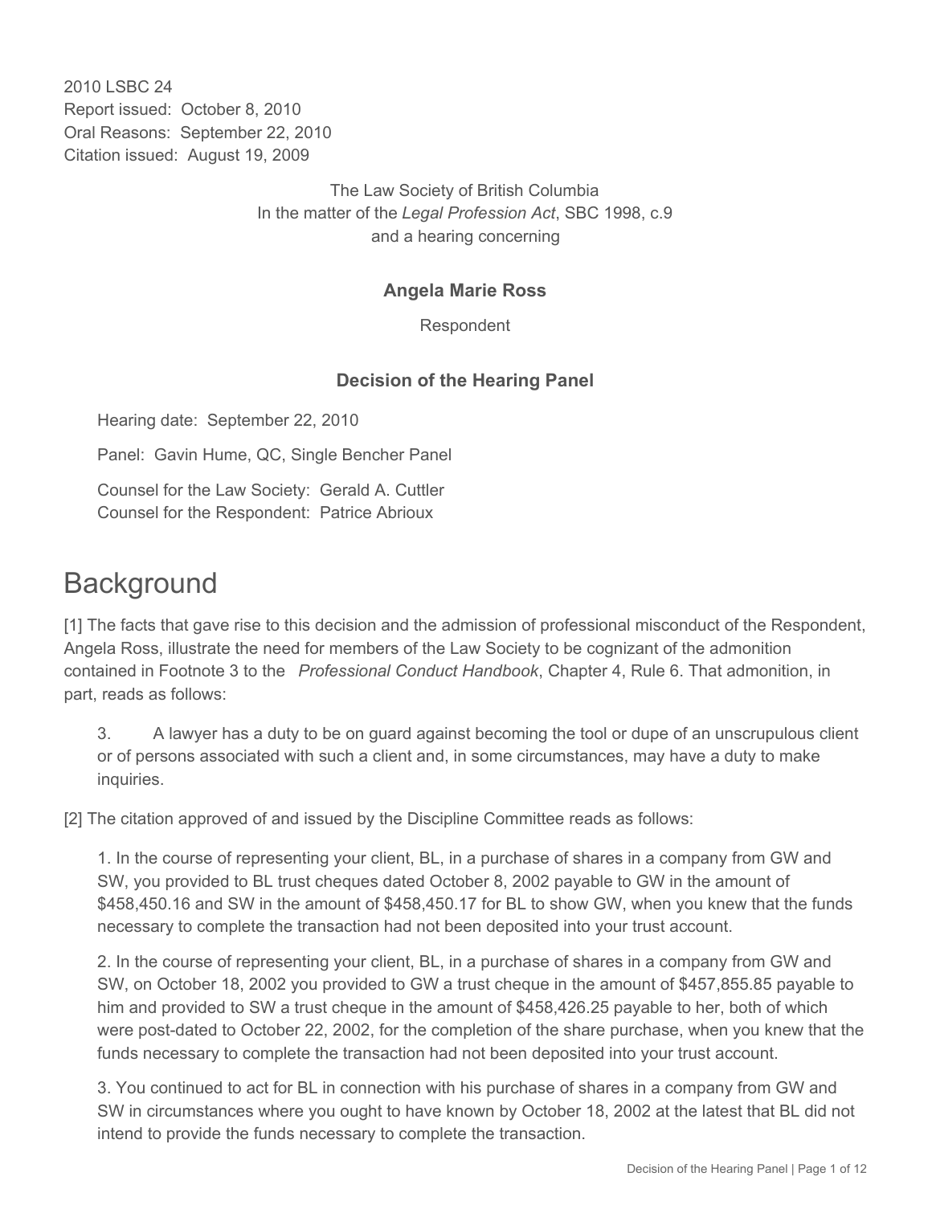2010 LSBC 24
Report issued: October 8, 2010
Oral Reasons: September 22, 2010
Citation issued: August 19, 2009

The Law Society of British Columbia
In the matter of the *Legal Profession Act*, SBC 1998, c.9
and a hearing concerning

**Angela Marie Ross**

Respondent

**Decision of the Hearing Panel**

Hearing date: September 22, 2010

Panel: Gavin Hume, QC, Single Bencher Panel

Counsel for the Law Society: Gerald A. Cuttler
Counsel for the Respondent: Patrice Abrioux

# Background

[1] The facts that gave rise to this decision and the admission of professional misconduct of the Respondent, Angela Ross, illustrate the need for members of the Law Society to be cognizant of the admonition contained in Footnote 3 to the *Professional Conduct Handbook*, Chapter 4, Rule 6. That admonition, in part, reads as follows:

> 3. A lawyer has a duty to be on guard against becoming the tool or dupe of an unscrupulous client or of persons associated with such a client and, in some circumstances, may have a duty to make inquiries.

[2] The citation approved of and issued by the Discipline Committee reads as follows:

> 1. In the course of representing your client, BL, in a purchase of shares in a company from GW and SW, you provided to BL trust cheques dated October 8, 2002 payable to GW in the amount of $458,450.16 and SW in the amount of $458,450.17 for BL to show GW, when you knew that the funds necessary to complete the transaction had not been deposited into your trust account.
>
> 2. In the course of representing your client, BL, in a purchase of shares in a company from GW and SW, on October 18, 2002 you provided to GW a trust cheque in the amount of $457,855.85 payable to him and provided to SW a trust cheque in the amount of $458,426.25 payable to her, both of which were post-dated to October 22, 2002, for the completion of the share purchase, when you knew that the funds necessary to complete the transaction had not been deposited into your trust account.
>
> 3. You continued to act for BL in connection with his purchase of shares in a company from GW and SW in circumstances where you ought to have known by October 18, 2002 at the latest that BL did not intend to provide the funds necessary to complete the transaction.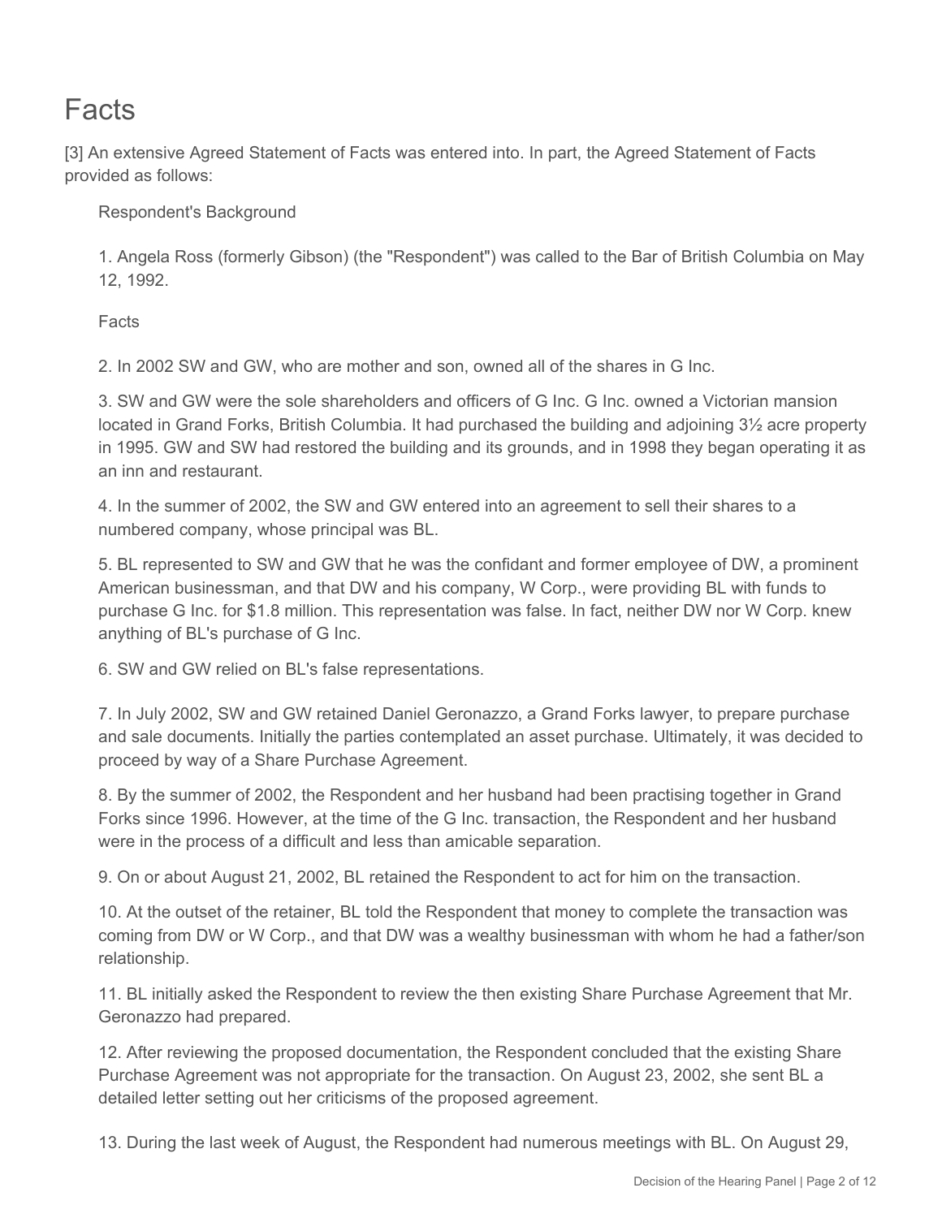# Facts

[3] An extensive Agreed Statement of Facts was entered into. In part, the Agreed Statement of Facts provided as follows:

> Respondent's Background
>
> 1. Angela Ross (formerly Gibson) (the "Respondent") was called to the Bar of British Columbia on May 12, 1992.
>
> Facts
>
> 2. In 2002 SW and GW, who are mother and son, owned all of the shares in G Inc.
>
> 3. SW and GW were the sole shareholders and officers of G Inc. G Inc. owned a Victorian mansion located in Grand Forks, British Columbia. It had purchased the building and adjoining 3½ acre property in 1995. GW and SW had restored the building and its grounds, and in 1998 they began operating it as an inn and restaurant.
>
> 4. In the summer of 2002, the SW and GW entered into an agreement to sell their shares to a numbered company, whose principal was BL.
>
> 5. BL represented to SW and GW that he was the confidant and former employee of DW, a prominent American businessman, and that DW and his company, W Corp., were providing BL with funds to purchase G Inc. for $1.8 million. This representation was false. In fact, neither DW nor W Corp. knew anything of BL's purchase of G Inc.
>
> 6. SW and GW relied on BL's false representations.
>
> 7. In July 2002, SW and GW retained Daniel Geronazzo, a Grand Forks lawyer, to prepare purchase and sale documents. Initially the parties contemplated an asset purchase. Ultimately, it was decided to proceed by way of a Share Purchase Agreement.
>
> 8. By the summer of 2002, the Respondent and her husband had been practising together in Grand Forks since 1996. However, at the time of the G Inc. transaction, the Respondent and her husband were in the process of a difficult and less than amicable separation.
>
> 9. On or about August 21, 2002, BL retained the Respondent to act for him on the transaction.
>
> 10. At the outset of the retainer, BL told the Respondent that money to complete the transaction was coming from DW or W Corp., and that DW was a wealthy businessman with whom he had a father/son relationship.
>
> 11. BL initially asked the Respondent to review the then existing Share Purchase Agreement that Mr. Geronazzo had prepared.
>
> 12. After reviewing the proposed documentation, the Respondent concluded that the existing Share Purchase Agreement was not appropriate for the transaction. On August 23, 2002, she sent BL a detailed letter setting out her criticisms of the proposed agreement.
>
> 13. During the last week of August, the Respondent had numerous meetings with BL. On August 29,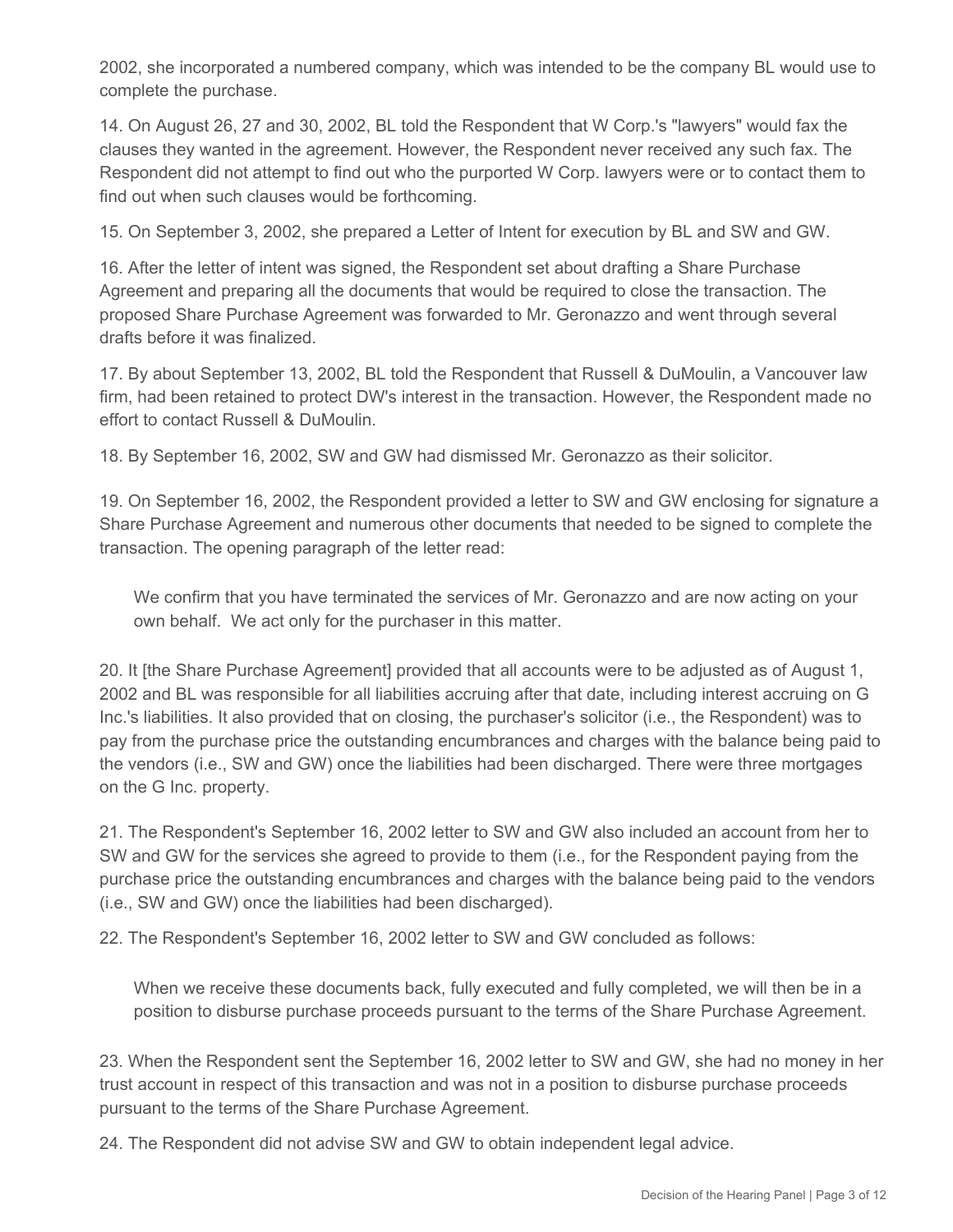2002, she incorporated a numbered company, which was intended to be the company BL would use to complete the purchase.

14. On August 26, 27 and 30, 2002, BL told the Respondent that W Corp.'s "lawyers" would fax the clauses they wanted in the agreement. However, the Respondent never received any such fax. The Respondent did not attempt to find out who the purported W Corp. lawyers were or to contact them to find out when such clauses would be forthcoming.

15. On September 3, 2002, she prepared a Letter of Intent for execution by BL and SW and GW.

16. After the letter of intent was signed, the Respondent set about drafting a Share Purchase Agreement and preparing all the documents that would be required to close the transaction. The proposed Share Purchase Agreement was forwarded to Mr. Geronazzo and went through several drafts before it was finalized.

17. By about September 13, 2002, BL told the Respondent that Russell & DuMoulin, a Vancouver law firm, had been retained to protect DW's interest in the transaction. However, the Respondent made no effort to contact Russell & DuMoulin.

18. By September 16, 2002, SW and GW had dismissed Mr. Geronazzo as their solicitor.

19. On September 16, 2002, the Respondent provided a letter to SW and GW enclosing for signature a Share Purchase Agreement and numerous other documents that needed to be signed to complete the transaction. The opening paragraph of the letter read:

> We confirm that you have terminated the services of Mr. Geronazzo and are now acting on your own behalf. We act only for the purchaser in this matter.

20. It [the Share Purchase Agreement] provided that all accounts were to be adjusted as of August 1, 2002 and BL was responsible for all liabilities accruing after that date, including interest accruing on G Inc.'s liabilities. It also provided that on closing, the purchaser's solicitor (i.e., the Respondent) was to pay from the purchase price the outstanding encumbrances and charges with the balance being paid to the vendors (i.e., SW and GW) once the liabilities had been discharged. There were three mortgages on the G Inc. property.

21. The Respondent's September 16, 2002 letter to SW and GW also included an account from her to SW and GW for the services she agreed to provide to them (i.e., for the Respondent paying from the purchase price the outstanding encumbrances and charges with the balance being paid to the vendors (i.e., SW and GW) once the liabilities had been discharged).

22. The Respondent's September 16, 2002 letter to SW and GW concluded as follows:

> When we receive these documents back, fully executed and fully completed, we will then be in a position to disburse purchase proceeds pursuant to the terms of the Share Purchase Agreement.

23. When the Respondent sent the September 16, 2002 letter to SW and GW, she had no money in her trust account in respect of this transaction and was not in a position to disburse purchase proceeds pursuant to the terms of the Share Purchase Agreement.

24. The Respondent did not advise SW and GW to obtain independent legal advice.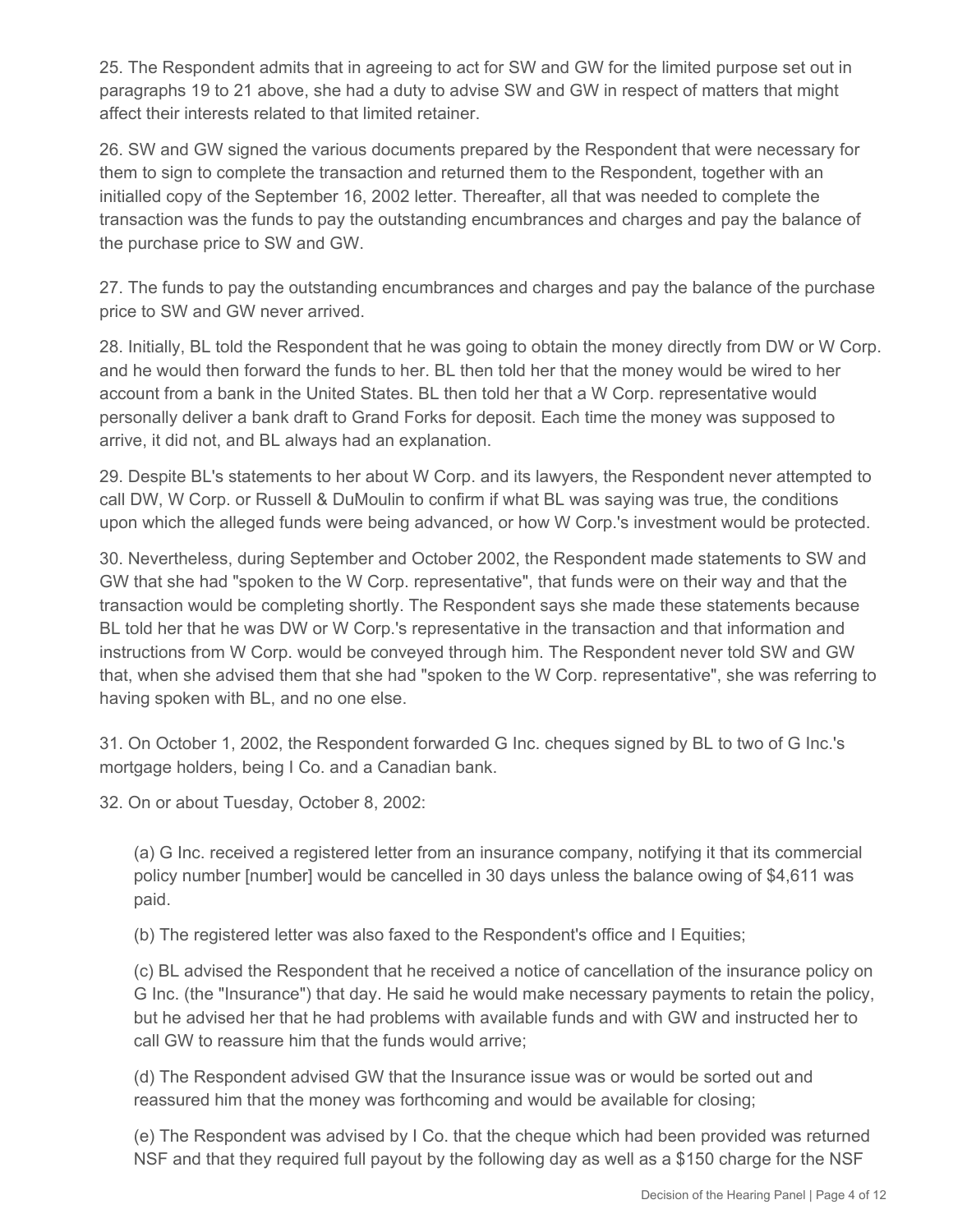25. The Respondent admits that in agreeing to act for SW and GW for the limited purpose set out in paragraphs 19 to 21 above, she had a duty to advise SW and GW in respect of matters that might affect their interests related to that limited retainer.

26. SW and GW signed the various documents prepared by the Respondent that were necessary for them to sign to complete the transaction and returned them to the Respondent, together with an initialled copy of the September 16, 2002 letter. Thereafter, all that was needed to complete the transaction was the funds to pay the outstanding encumbrances and charges and pay the balance of the purchase price to SW and GW.

27. The funds to pay the outstanding encumbrances and charges and pay the balance of the purchase price to SW and GW never arrived.

28. Initially, BL told the Respondent that he was going to obtain the money directly from DW or W Corp. and he would then forward the funds to her. BL then told her that the money would be wired to her account from a bank in the United States. BL then told her that a W Corp. representative would personally deliver a bank draft to Grand Forks for deposit. Each time the money was supposed to arrive, it did not, and BL always had an explanation.

29. Despite BL's statements to her about W Corp. and its lawyers, the Respondent never attempted to call DW, W Corp. or Russell & DuMoulin to confirm if what BL was saying was true, the conditions upon which the alleged funds were being advanced, or how W Corp.'s investment would be protected.

30. Nevertheless, during September and October 2002, the Respondent made statements to SW and GW that she had "spoken to the W Corp. representative", that funds were on their way and that the transaction would be completing shortly. The Respondent says she made these statements because BL told her that he was DW or W Corp.'s representative in the transaction and that information and instructions from W Corp. would be conveyed through him. The Respondent never told SW and GW that, when she advised them that she had "spoken to the W Corp. representative", she was referring to having spoken with BL, and no one else.

31. On October 1, 2002, the Respondent forwarded G Inc. cheques signed by BL to two of G Inc.'s mortgage holders, being I Co. and a Canadian bank.

32. On or about Tuesday, October 8, 2002:

(a) G Inc. received a registered letter from an insurance company, notifying it that its commercial policy number [number] would be cancelled in 30 days unless the balance owing of $4,611 was paid.

(b) The registered letter was also faxed to the Respondent's office and I Equities;

(c) BL advised the Respondent that he received a notice of cancellation of the insurance policy on G Inc. (the "Insurance") that day. He said he would make necessary payments to retain the policy, but he advised her that he had problems with available funds and with GW and instructed her to call GW to reassure him that the funds would arrive;

(d) The Respondent advised GW that the Insurance issue was or would be sorted out and reassured him that the money was forthcoming and would be available for closing;

(e) The Respondent was advised by I Co. that the cheque which had been provided was returned NSF and that they required full payout by the following day as well as a $150 charge for the NSF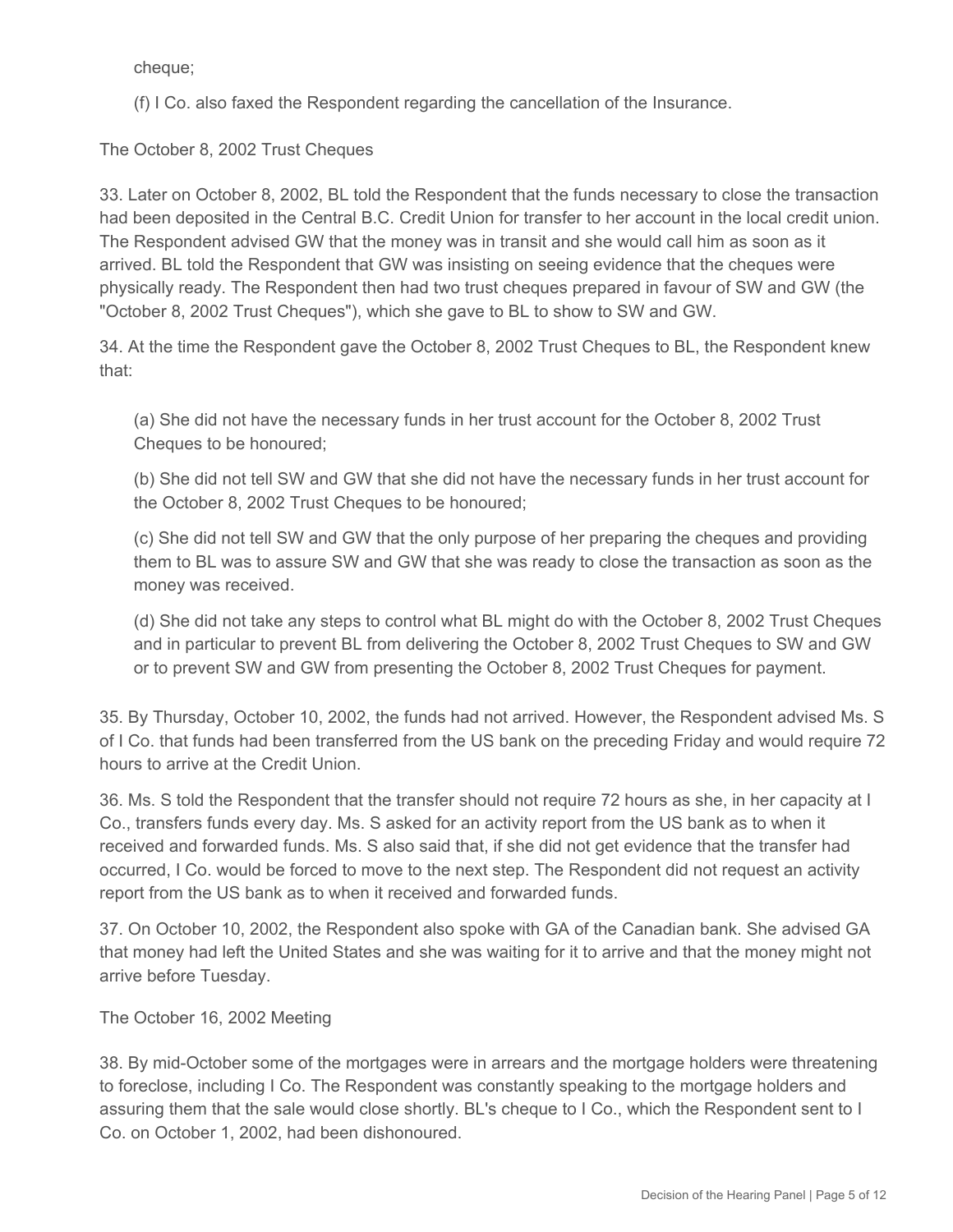cheque;

(f) I Co. also faxed the Respondent regarding the cancellation of the Insurance.

The October 8, 2002 Trust Cheques

33. Later on October 8, 2002, BL told the Respondent that the funds necessary to close the transaction had been deposited in the Central B.C. Credit Union for transfer to her account in the local credit union. The Respondent advised GW that the money was in transit and she would call him as soon as it arrived. BL told the Respondent that GW was insisting on seeing evidence that the cheques were physically ready. The Respondent then had two trust cheques prepared in favour of SW and GW (the "October 8, 2002 Trust Cheques"), which she gave to BL to show to SW and GW.

34. At the time the Respondent gave the October 8, 2002 Trust Cheques to BL, the Respondent knew that:

(a) She did not have the necessary funds in her trust account for the October 8, 2002 Trust Cheques to be honoured;

(b) She did not tell SW and GW that she did not have the necessary funds in her trust account for the October 8, 2002 Trust Cheques to be honoured;

(c) She did not tell SW and GW that the only purpose of her preparing the cheques and providing them to BL was to assure SW and GW that she was ready to close the transaction as soon as the money was received.

(d) She did not take any steps to control what BL might do with the October 8, 2002 Trust Cheques and in particular to prevent BL from delivering the October 8, 2002 Trust Cheques to SW and GW or to prevent SW and GW from presenting the October 8, 2002 Trust Cheques for payment.

35. By Thursday, October 10, 2002, the funds had not arrived. However, the Respondent advised Ms. S of I Co. that funds had been transferred from the US bank on the preceding Friday and would require 72 hours to arrive at the Credit Union.

36. Ms. S told the Respondent that the transfer should not require 72 hours as she, in her capacity at I Co., transfers funds every day. Ms. S asked for an activity report from the US bank as to when it received and forwarded funds. Ms. S also said that, if she did not get evidence that the transfer had occurred, I Co. would be forced to move to the next step. The Respondent did not request an activity report from the US bank as to when it received and forwarded funds.

37. On October 10, 2002, the Respondent also spoke with GA of the Canadian bank. She advised GA that money had left the United States and she was waiting for it to arrive and that the money might not arrive before Tuesday.

The October 16, 2002 Meeting

38. By mid-October some of the mortgages were in arrears and the mortgage holders were threatening to foreclose, including I Co. The Respondent was constantly speaking to the mortgage holders and assuring them that the sale would close shortly. BL's cheque to I Co., which the Respondent sent to I Co. on October 1, 2002, had been dishonoured.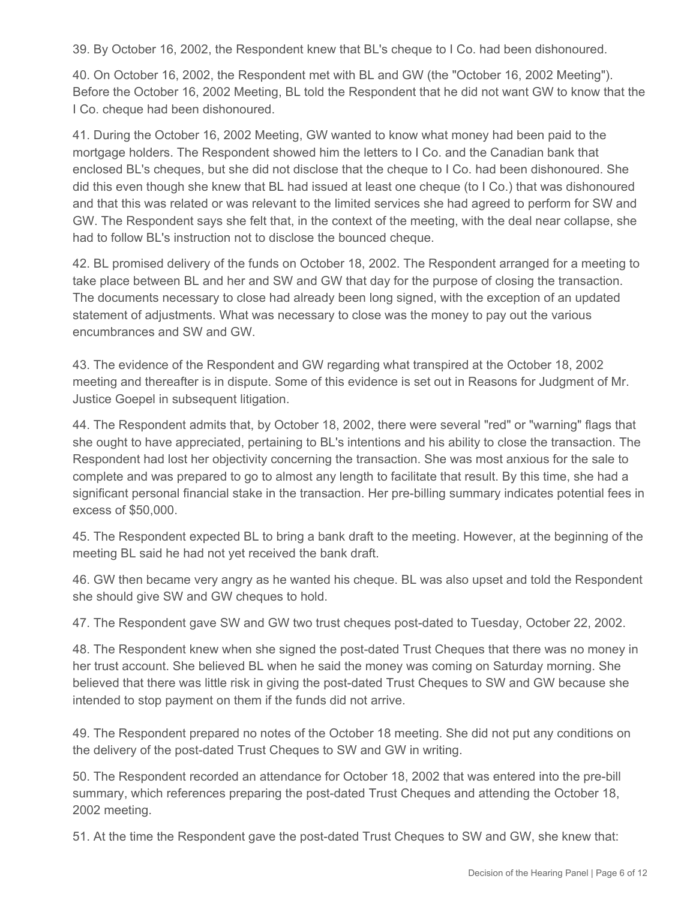39. By October 16, 2002, the Respondent knew that BL's cheque to I Co. had been dishonoured.

40. On October 16, 2002, the Respondent met with BL and GW (the "October 16, 2002 Meeting"). Before the October 16, 2002 Meeting, BL told the Respondent that he did not want GW to know that the I Co. cheque had been dishonoured.

41. During the October 16, 2002 Meeting, GW wanted to know what money had been paid to the mortgage holders. The Respondent showed him the letters to I Co. and the Canadian bank that enclosed BL's cheques, but she did not disclose that the cheque to I Co. had been dishonoured. She did this even though she knew that BL had issued at least one cheque (to I Co.) that was dishonoured and that this was related or was relevant to the limited services she had agreed to perform for SW and GW. The Respondent says she felt that, in the context of the meeting, with the deal near collapse, she had to follow BL's instruction not to disclose the bounced cheque.

42. BL promised delivery of the funds on October 18, 2002. The Respondent arranged for a meeting to take place between BL and her and SW and GW that day for the purpose of closing the transaction. The documents necessary to close had already been long signed, with the exception of an updated statement of adjustments. What was necessary to close was the money to pay out the various encumbrances and SW and GW.

43. The evidence of the Respondent and GW regarding what transpired at the October 18, 2002 meeting and thereafter is in dispute. Some of this evidence is set out in Reasons for Judgment of Mr. Justice Goepel in subsequent litigation.

44. The Respondent admits that, by October 18, 2002, there were several "red" or "warning" flags that she ought to have appreciated, pertaining to BL's intentions and his ability to close the transaction. The Respondent had lost her objectivity concerning the transaction. She was most anxious for the sale to complete and was prepared to go to almost any length to facilitate that result. By this time, she had a significant personal financial stake in the transaction. Her pre-billing summary indicates potential fees in excess of $50,000.

45. The Respondent expected BL to bring a bank draft to the meeting. However, at the beginning of the meeting BL said he had not yet received the bank draft.

46. GW then became very angry as he wanted his cheque. BL was also upset and told the Respondent she should give SW and GW cheques to hold.

47. The Respondent gave SW and GW two trust cheques post-dated to Tuesday, October 22, 2002.

48. The Respondent knew when she signed the post-dated Trust Cheques that there was no money in her trust account. She believed BL when he said the money was coming on Saturday morning. She believed that there was little risk in giving the post-dated Trust Cheques to SW and GW because she intended to stop payment on them if the funds did not arrive.

49. The Respondent prepared no notes of the October 18 meeting. She did not put any conditions on the delivery of the post-dated Trust Cheques to SW and GW in writing.

50. The Respondent recorded an attendance for October 18, 2002 that was entered into the pre-bill summary, which references preparing the post-dated Trust Cheques and attending the October 18, 2002 meeting.

51. At the time the Respondent gave the post-dated Trust Cheques to SW and GW, she knew that: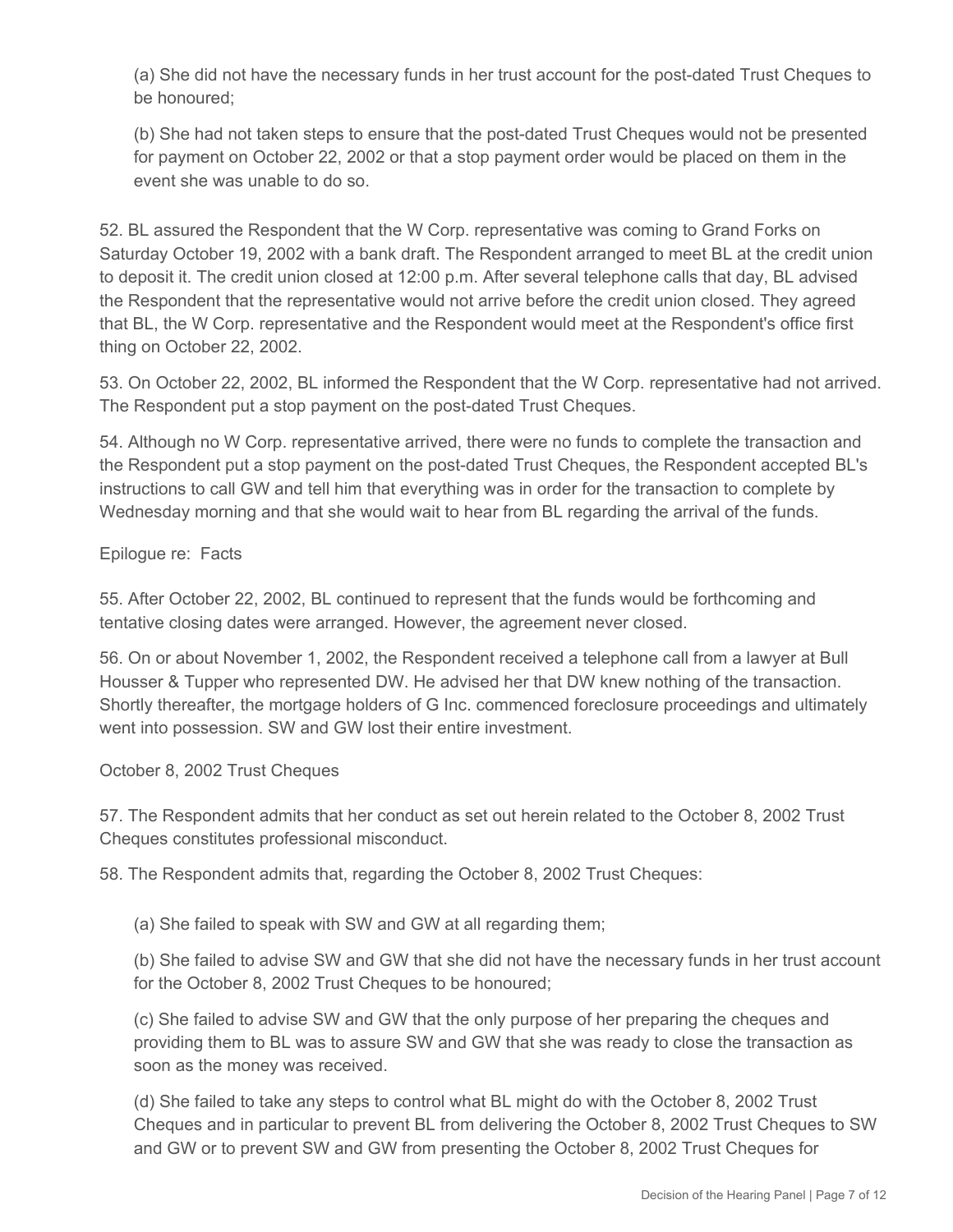(a) She did not have the necessary funds in her trust account for the post-dated Trust Cheques to be honoured;

(b) She had not taken steps to ensure that the post-dated Trust Cheques would not be presented for payment on October 22, 2002 or that a stop payment order would be placed on them in the event she was unable to do so.

52. BL assured the Respondent that the W Corp. representative was coming to Grand Forks on Saturday October 19, 2002 with a bank draft. The Respondent arranged to meet BL at the credit union to deposit it. The credit union closed at 12:00 p.m. After several telephone calls that day, BL advised the Respondent that the representative would not arrive before the credit union closed. They agreed that BL, the W Corp. representative and the Respondent would meet at the Respondent's office first thing on October 22, 2002.

53. On October 22, 2002, BL informed the Respondent that the W Corp. representative had not arrived. The Respondent put a stop payment on the post-dated Trust Cheques.

54. Although no W Corp. representative arrived, there were no funds to complete the transaction and the Respondent put a stop payment on the post-dated Trust Cheques, the Respondent accepted BL's instructions to call GW and tell him that everything was in order for the transaction to complete by Wednesday morning and that she would wait to hear from BL regarding the arrival of the funds.

Epilogue re: Facts

55. After October 22, 2002, BL continued to represent that the funds would be forthcoming and tentative closing dates were arranged. However, the agreement never closed.

56. On or about November 1, 2002, the Respondent received a telephone call from a lawyer at Bull Housser & Tupper who represented DW. He advised her that DW knew nothing of the transaction. Shortly thereafter, the mortgage holders of G Inc. commenced foreclosure proceedings and ultimately went into possession. SW and GW lost their entire investment.

October 8, 2002 Trust Cheques

57. The Respondent admits that her conduct as set out herein related to the October 8, 2002 Trust Cheques constitutes professional misconduct.

58. The Respondent admits that, regarding the October 8, 2002 Trust Cheques:

(a) She failed to speak with SW and GW at all regarding them;

(b) She failed to advise SW and GW that she did not have the necessary funds in her trust account for the October 8, 2002 Trust Cheques to be honoured;

(c) She failed to advise SW and GW that the only purpose of her preparing the cheques and providing them to BL was to assure SW and GW that she was ready to close the transaction as soon as the money was received.

(d) She failed to take any steps to control what BL might do with the October 8, 2002 Trust Cheques and in particular to prevent BL from delivering the October 8, 2002 Trust Cheques to SW and GW or to prevent SW and GW from presenting the October 8, 2002 Trust Cheques for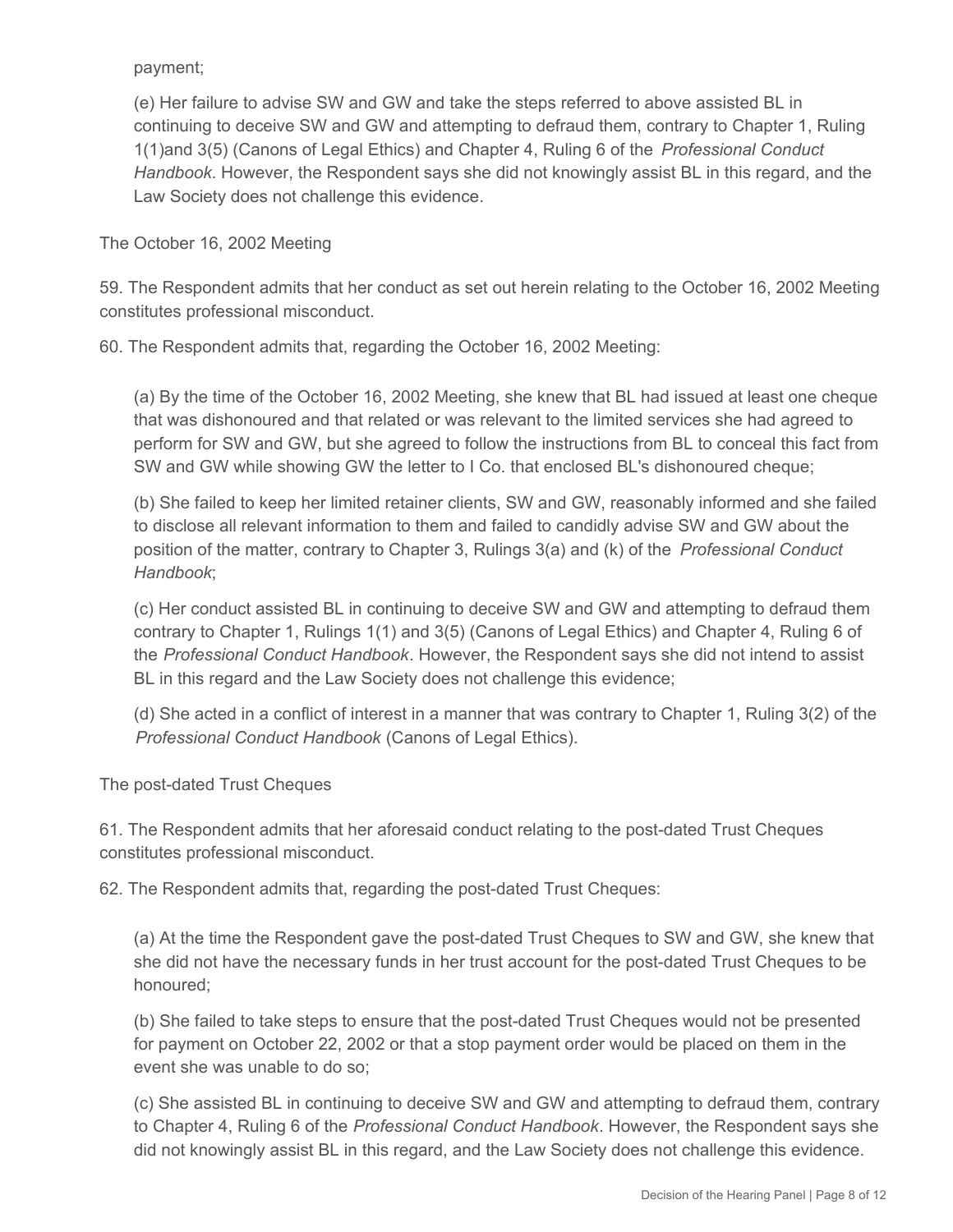payment;

(e) Her failure to advise SW and GW and take the steps referred to above assisted BL in continuing to deceive SW and GW and attempting to defraud them, contrary to Chapter 1, Ruling 1(1)and 3(5) (Canons of Legal Ethics) and Chapter 4, Ruling 6 of the *Professional Conduct Handbook*. However, the Respondent says she did not knowingly assist BL in this regard, and the Law Society does not challenge this evidence.

The October 16, 2002 Meeting

59. The Respondent admits that her conduct as set out herein relating to the October 16, 2002 Meeting constitutes professional misconduct.

60. The Respondent admits that, regarding the October 16, 2002 Meeting:

(a) By the time of the October 16, 2002 Meeting, she knew that BL had issued at least one cheque that was dishonoured and that related or was relevant to the limited services she had agreed to perform for SW and GW, but she agreed to follow the instructions from BL to conceal this fact from SW and GW while showing GW the letter to I Co. that enclosed BL's dishonoured cheque;

(b) She failed to keep her limited retainer clients, SW and GW, reasonably informed and she failed to disclose all relevant information to them and failed to candidly advise SW and GW about the position of the matter, contrary to Chapter 3, Rulings 3(a) and (k) of the *Professional Conduct Handbook*;

(c) Her conduct assisted BL in continuing to deceive SW and GW and attempting to defraud them contrary to Chapter 1, Rulings 1(1) and 3(5) (Canons of Legal Ethics) and Chapter 4, Ruling 6 of the *Professional Conduct Handbook*. However, the Respondent says she did not intend to assist BL in this regard and the Law Society does not challenge this evidence;

(d) She acted in a conflict of interest in a manner that was contrary to Chapter 1, Ruling 3(2) of the *Professional Conduct Handbook* (Canons of Legal Ethics).

The post-dated Trust Cheques

61. The Respondent admits that her aforesaid conduct relating to the post-dated Trust Cheques constitutes professional misconduct.

62. The Respondent admits that, regarding the post-dated Trust Cheques:

(a) At the time the Respondent gave the post-dated Trust Cheques to SW and GW, she knew that she did not have the necessary funds in her trust account for the post-dated Trust Cheques to be honoured;

(b) She failed to take steps to ensure that the post-dated Trust Cheques would not be presented for payment on October 22, 2002 or that a stop payment order would be placed on them in the event she was unable to do so;

(c) She assisted BL in continuing to deceive SW and GW and attempting to defraud them, contrary to Chapter 4, Ruling 6 of the *Professional Conduct Handbook*. However, the Respondent says she did not knowingly assist BL in this regard, and the Law Society does not challenge this evidence.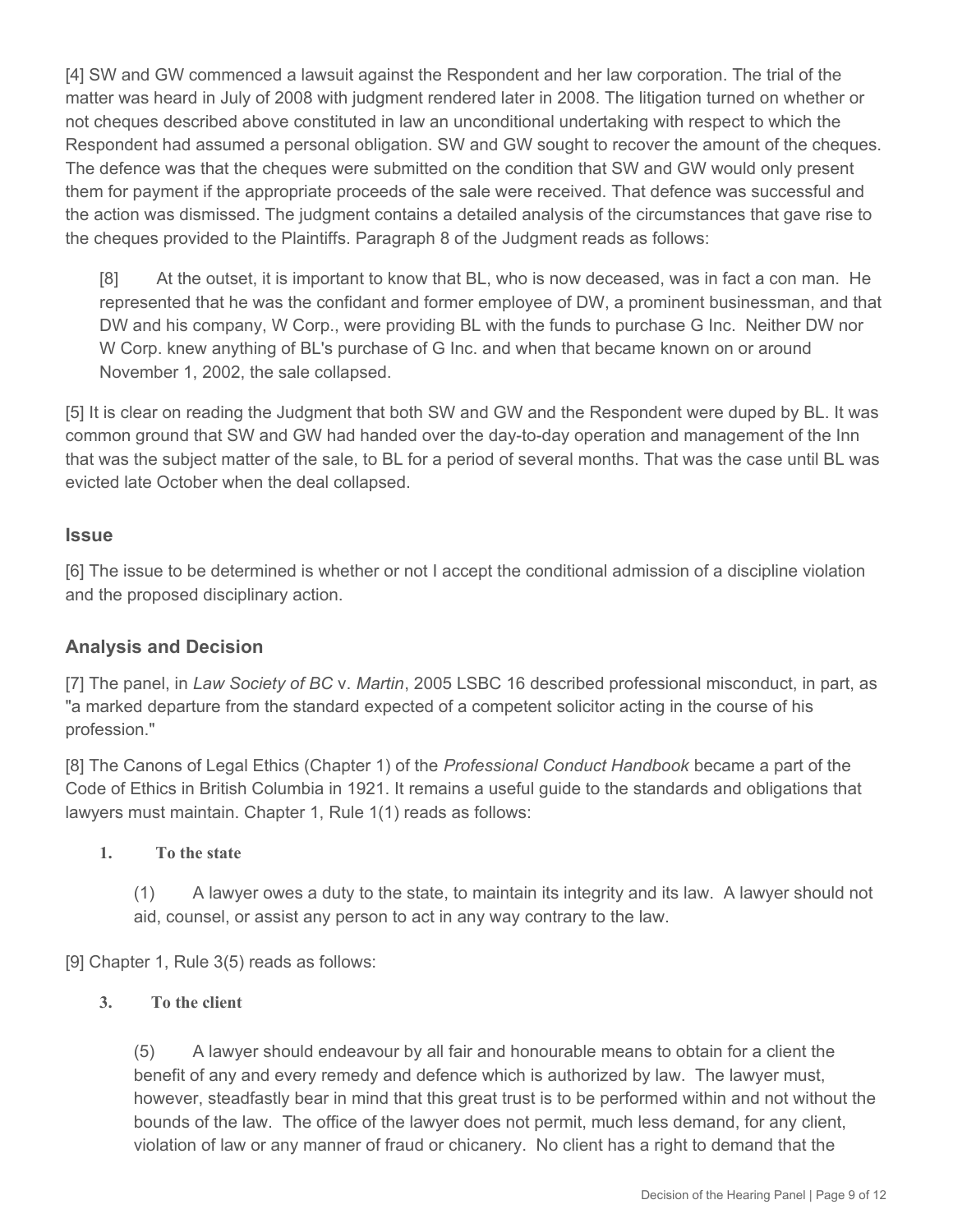[4] SW and GW commenced a lawsuit against the Respondent and her law corporation. The trial of the matter was heard in July of 2008 with judgment rendered later in 2008. The litigation turned on whether or not cheques described above constituted in law an unconditional undertaking with respect to which the Respondent had assumed a personal obligation. SW and GW sought to recover the amount of the cheques. The defence was that the cheques were submitted on the condition that SW and GW would only present them for payment if the appropriate proceeds of the sale were received. That defence was successful and the action was dismissed. The judgment contains a detailed analysis of the circumstances that gave rise to the cheques provided to the Plaintiffs. Paragraph 8 of the Judgment reads as follows:

> [8] At the outset, it is important to know that BL, who is now deceased, was in fact a con man. He represented that he was the confidant and former employee of DW, a prominent businessman, and that DW and his company, W Corp., were providing BL with the funds to purchase G Inc. Neither DW nor W Corp. knew anything of BL's purchase of G Inc. and when that became known on or around November 1, 2002, the sale collapsed.

[5] It is clear on reading the Judgment that both SW and GW and the Respondent were duped by BL. It was common ground that SW and GW had handed over the day-to-day operation and management of the Inn that was the subject matter of the sale, to BL for a period of several months. That was the case until BL was evicted late October when the deal collapsed.

## Issue

[6] The issue to be determined is whether or not I accept the conditional admission of a discipline violation and the proposed disciplinary action.

## Analysis and Decision

[7] The panel, in *Law Society of BC* v. *Martin*, 2005 LSBC 16 described professional misconduct, in part, as "a marked departure from the standard expected of a competent solicitor acting in the course of his profession."

[8] The Canons of Legal Ethics (Chapter 1) of the *Professional Conduct Handbook* became a part of the Code of Ethics in British Columbia in 1921. It remains a useful guide to the standards and obligations that lawyers must maintain. Chapter 1, Rule 1(1) reads as follows:

> **1. To the state**
>
> (1) A lawyer owes a duty to the state, to maintain its integrity and its law. A lawyer should not aid, counsel, or assist any person to act in any way contrary to the law.

[9] Chapter 1, Rule 3(5) reads as follows:

> **3. To the client**
>
> (5) A lawyer should endeavour by all fair and honourable means to obtain for a client the benefit of any and every remedy and defence which is authorized by law. The lawyer must, however, steadfastly bear in mind that this great trust is to be performed within and not without the bounds of the law. The office of the lawyer does not permit, much less demand, for any client, violation of law or any manner of fraud or chicanery. No client has a right to demand that the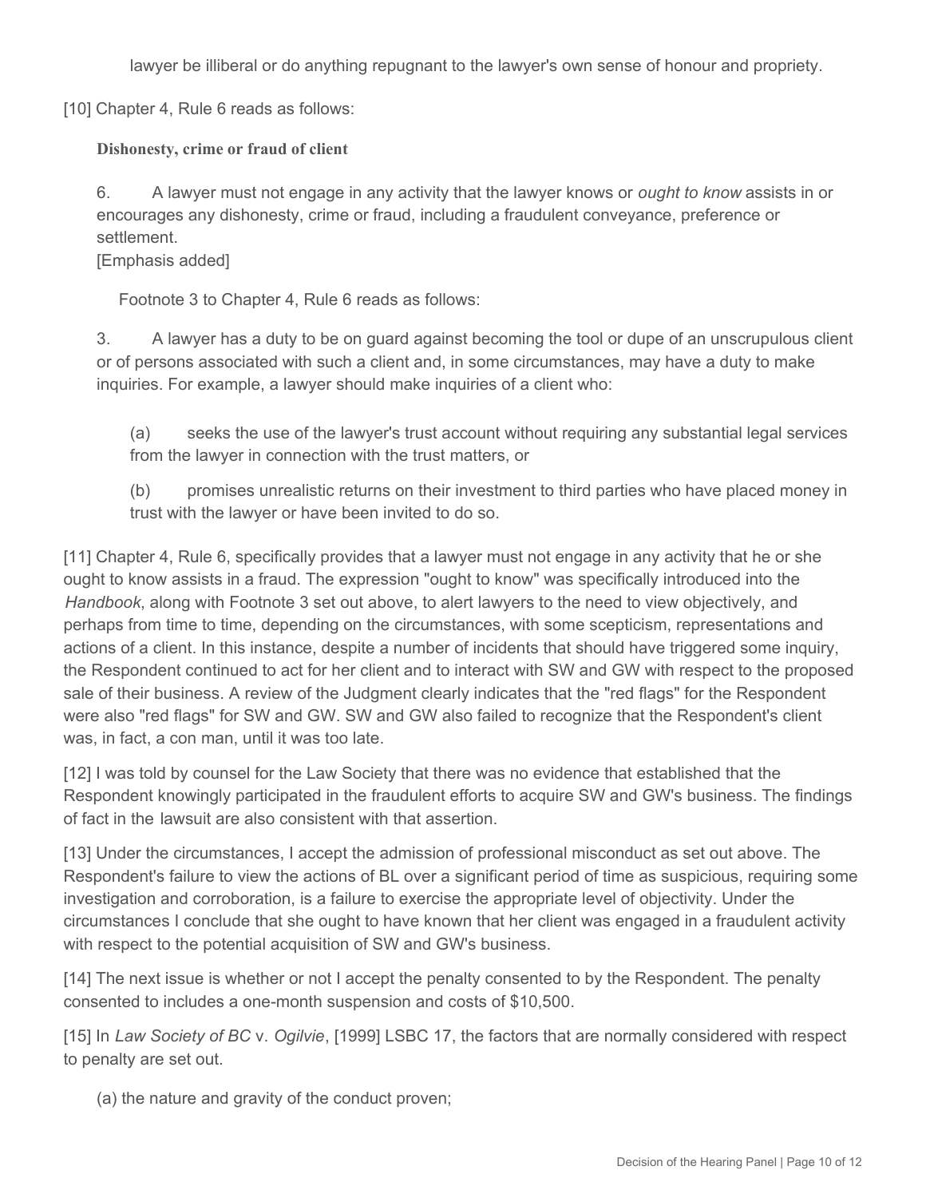lawyer be illiberal or do anything repugnant to the lawyer's own sense of honour and propriety.

[10] Chapter 4, Rule 6 reads as follows:

> **Dishonesty, crime or fraud of client**
>
> 6. A lawyer must not engage in any activity that the lawyer knows or *ought to know* assists in or encourages any dishonesty, crime or fraud, including a fraudulent conveyance, preference or settlement.
> [Emphasis added]
>
> Footnote 3 to Chapter 4, Rule 6 reads as follows:
>
> 3. A lawyer has a duty to be on guard against becoming the tool or dupe of an unscrupulous client or of persons associated with such a client and, in some circumstances, may have a duty to make inquiries. For example, a lawyer should make inquiries of a client who:
>
> (a) seeks the use of the lawyer's trust account without requiring any substantial legal services from the lawyer in connection with the trust matters, or
>
> (b) promises unrealistic returns on their investment to third parties who have placed money in trust with the lawyer or have been invited to do so.

[11] Chapter 4, Rule 6, specifically provides that a lawyer must not engage in any activity that he or she ought to know assists in a fraud. The expression "ought to know" was specifically introduced into the *Handbook*, along with Footnote 3 set out above, to alert lawyers to the need to view objectively, and perhaps from time to time, depending on the circumstances, with some scepticism, representations and actions of a client. In this instance, despite a number of incidents that should have triggered some inquiry, the Respondent continued to act for her client and to interact with SW and GW with respect to the proposed sale of their business. A review of the Judgment clearly indicates that the "red flags" for the Respondent were also "red flags" for SW and GW. SW and GW also failed to recognize that the Respondent's client was, in fact, a con man, until it was too late.

[12] I was told by counsel for the Law Society that there was no evidence that established that the Respondent knowingly participated in the fraudulent efforts to acquire SW and GW's business. The findings of fact in the lawsuit are also consistent with that assertion.

[13] Under the circumstances, I accept the admission of professional misconduct as set out above. The Respondent's failure to view the actions of BL over a significant period of time as suspicious, requiring some investigation and corroboration, is a failure to exercise the appropriate level of objectivity. Under the circumstances I conclude that she ought to have known that her client was engaged in a fraudulent activity with respect to the potential acquisition of SW and GW's business.

[14] The next issue is whether or not I accept the penalty consented to by the Respondent. The penalty consented to includes a one-month suspension and costs of $10,500.

[15] In *Law Society of BC* v. *Ogilvie*, [1999] LSBC 17, the factors that are normally considered with respect to penalty are set out.

> (a) the nature and gravity of the conduct proven;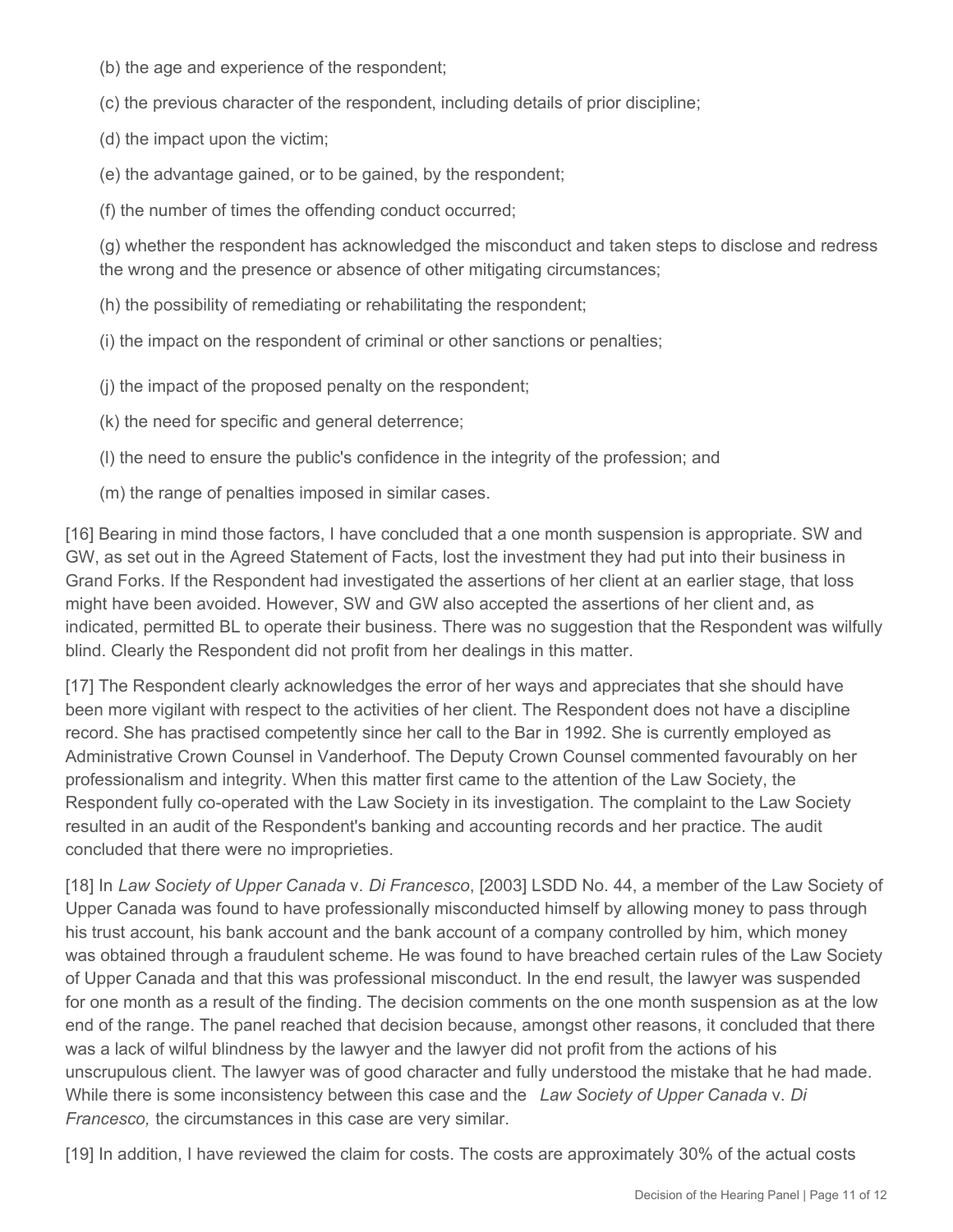(b) the age and experience of the respondent;

(c) the previous character of the respondent, including details of prior discipline;

(d) the impact upon the victim;

(e) the advantage gained, or to be gained, by the respondent;

(f) the number of times the offending conduct occurred;

(g) whether the respondent has acknowledged the misconduct and taken steps to disclose and redress the wrong and the presence or absence of other mitigating circumstances;

(h) the possibility of remediating or rehabilitating the respondent;

(i) the impact on the respondent of criminal or other sanctions or penalties;

(j) the impact of the proposed penalty on the respondent;

(k) the need for specific and general deterrence;

(l) the need to ensure the public's confidence in the integrity of the profession; and

(m) the range of penalties imposed in similar cases.

[16] Bearing in mind those factors, I have concluded that a one month suspension is appropriate. SW and GW, as set out in the Agreed Statement of Facts, lost the investment they had put into their business in Grand Forks. If the Respondent had investigated the assertions of her client at an earlier stage, that loss might have been avoided. However, SW and GW also accepted the assertions of her client and, as indicated, permitted BL to operate their business. There was no suggestion that the Respondent was wilfully blind. Clearly the Respondent did not profit from her dealings in this matter.

[17] The Respondent clearly acknowledges the error of her ways and appreciates that she should have been more vigilant with respect to the activities of her client. The Respondent does not have a discipline record. She has practised competently since her call to the Bar in 1992. She is currently employed as Administrative Crown Counsel in Vanderhoof. The Deputy Crown Counsel commented favourably on her professionalism and integrity. When this matter first came to the attention of the Law Society, the Respondent fully co-operated with the Law Society in its investigation. The complaint to the Law Society resulted in an audit of the Respondent's banking and accounting records and her practice. The audit concluded that there were no improprieties.

[18] In *Law Society of Upper Canada* v. *Di Francesco*, [2003] LSDD No. 44, a member of the Law Society of Upper Canada was found to have professionally misconducted himself by allowing money to pass through his trust account, his bank account and the bank account of a company controlled by him, which money was obtained through a fraudulent scheme. He was found to have breached certain rules of the Law Society of Upper Canada and that this was professional misconduct. In the end result, the lawyer was suspended for one month as a result of the finding. The decision comments on the one month suspension as at the low end of the range. The panel reached that decision because, amongst other reasons, it concluded that there was a lack of wilful blindness by the lawyer and the lawyer did not profit from the actions of his unscrupulous client. The lawyer was of good character and fully understood the mistake that he had made. While there is some inconsistency between this case and the *Law Society of Upper Canada* v. *Di Francesco,* the circumstances in this case are very similar.

[19] In addition, I have reviewed the claim for costs. The costs are approximately 30% of the actual costs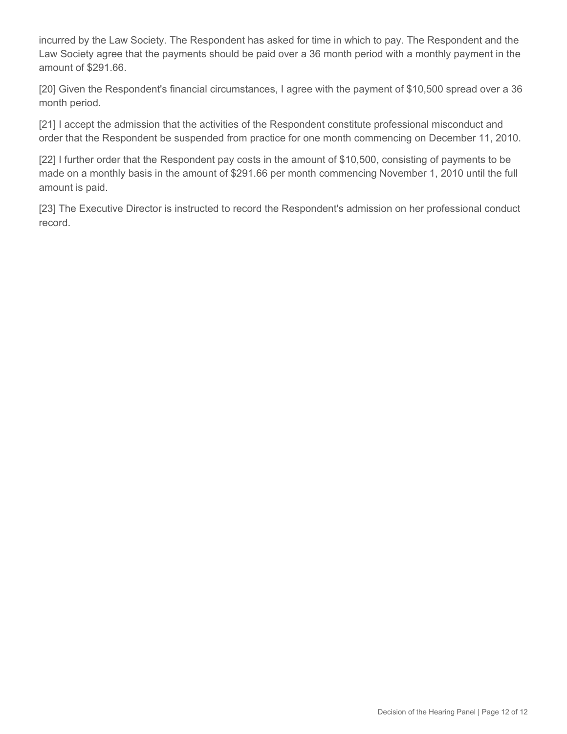incurred by the Law Society. The Respondent has asked for time in which to pay. The Respondent and the Law Society agree that the payments should be paid over a 36 month period with a monthly payment in the amount of $291.66.

[20] Given the Respondent's financial circumstances, I agree with the payment of $10,500 spread over a 36 month period.

[21] I accept the admission that the activities of the Respondent constitute professional misconduct and order that the Respondent be suspended from practice for one month commencing on December 11, 2010.

[22] I further order that the Respondent pay costs in the amount of $10,500, consisting of payments to be made on a monthly basis in the amount of $291.66 per month commencing November 1, 2010 until the full amount is paid.

[23] The Executive Director is instructed to record the Respondent's admission on her professional conduct record.